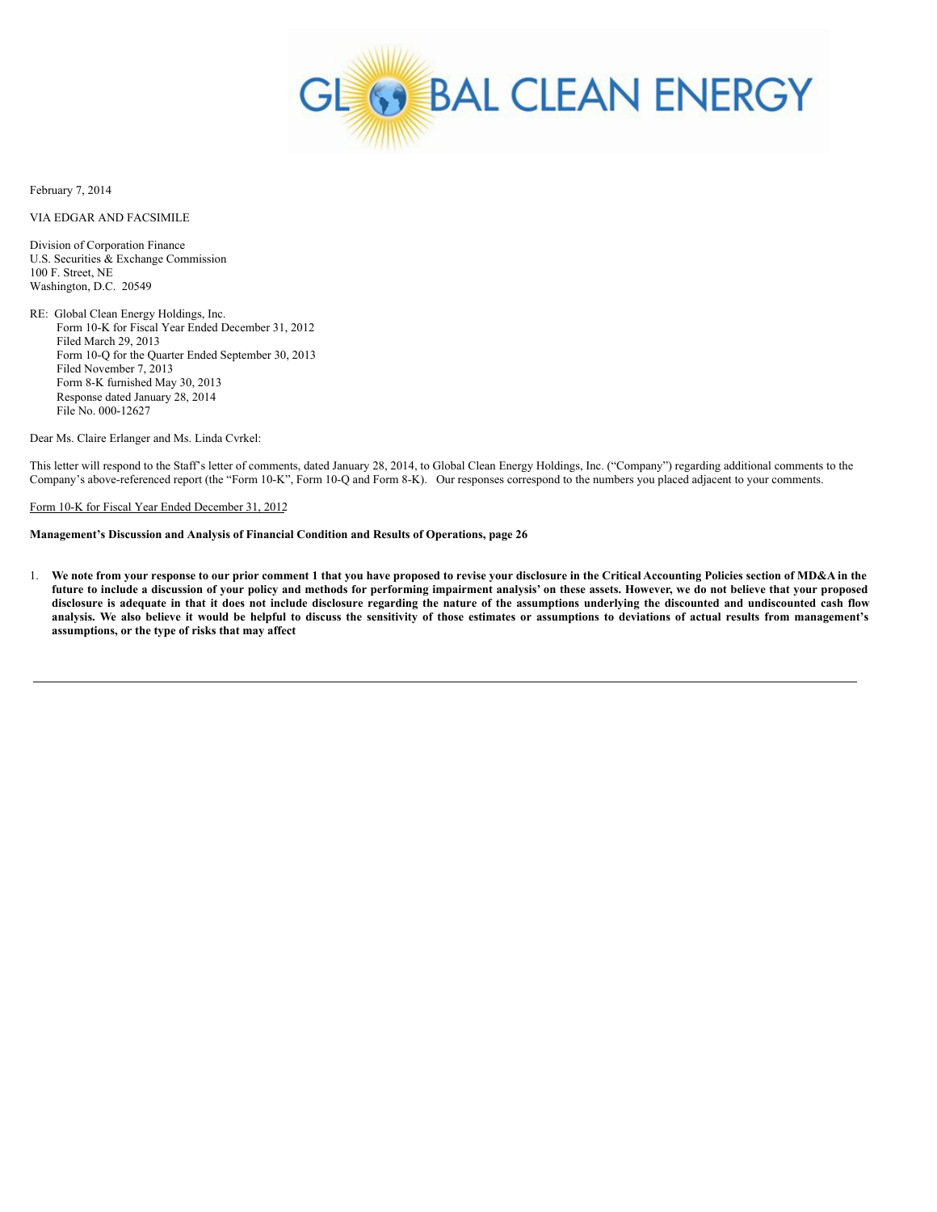February 7, 2014

VIA EDGAR AND FACSIMILE

Division of Corporation Finance
U.S. Securities & Exchange Commission
100 F. Street, NE
Washington, D.C. 20549

RE: Global Clean Energy Holdings, Inc.
Form 10-K for Fiscal Year Ended December 31, 2012
Filed March 29, 2013
Form 10-Q for the Quarter Ended September 30, 2013
Filed November 7, 2013
Form 8-K furnished May 30, 2013
Response dated January 28, 2014
File No. 000-12627

Dear Ms. Claire Erlanger and Ms. Linda Cvrkel:

This letter will respond to the Staff's letter of comments, dated January 28, 2014, to Global Clean Energy Holdings, Inc. ("Company") regarding additional comments to the Company's above-referenced report (the "Form 10-K", Form 10-Q and Form 8-K). Our responses correspond to the numbers you placed adjacent to your comments.

Form 10-K for Fiscal Year Ended December 31, 2012

**Management's Discussion and Analysis of Financial Condition and Results of Operations, page 26**

1. **We note from your response to our prior comment 1 that you have proposed to revise your disclosure in the Critical Accounting Policies section of MD&A in the future to include a discussion of your policy and methods for performing impairment analysis' on these assets. However, we do not believe that your proposed disclosure is adequate in that it does not include disclosure regarding the nature of the assumptions underlying the discounted and undiscounted cash flow analysis. We also believe it would be helpful to discuss the sensitivity of those estimates or assumptions to deviations of actual results from management's assumptions, or the type of risks that may affect**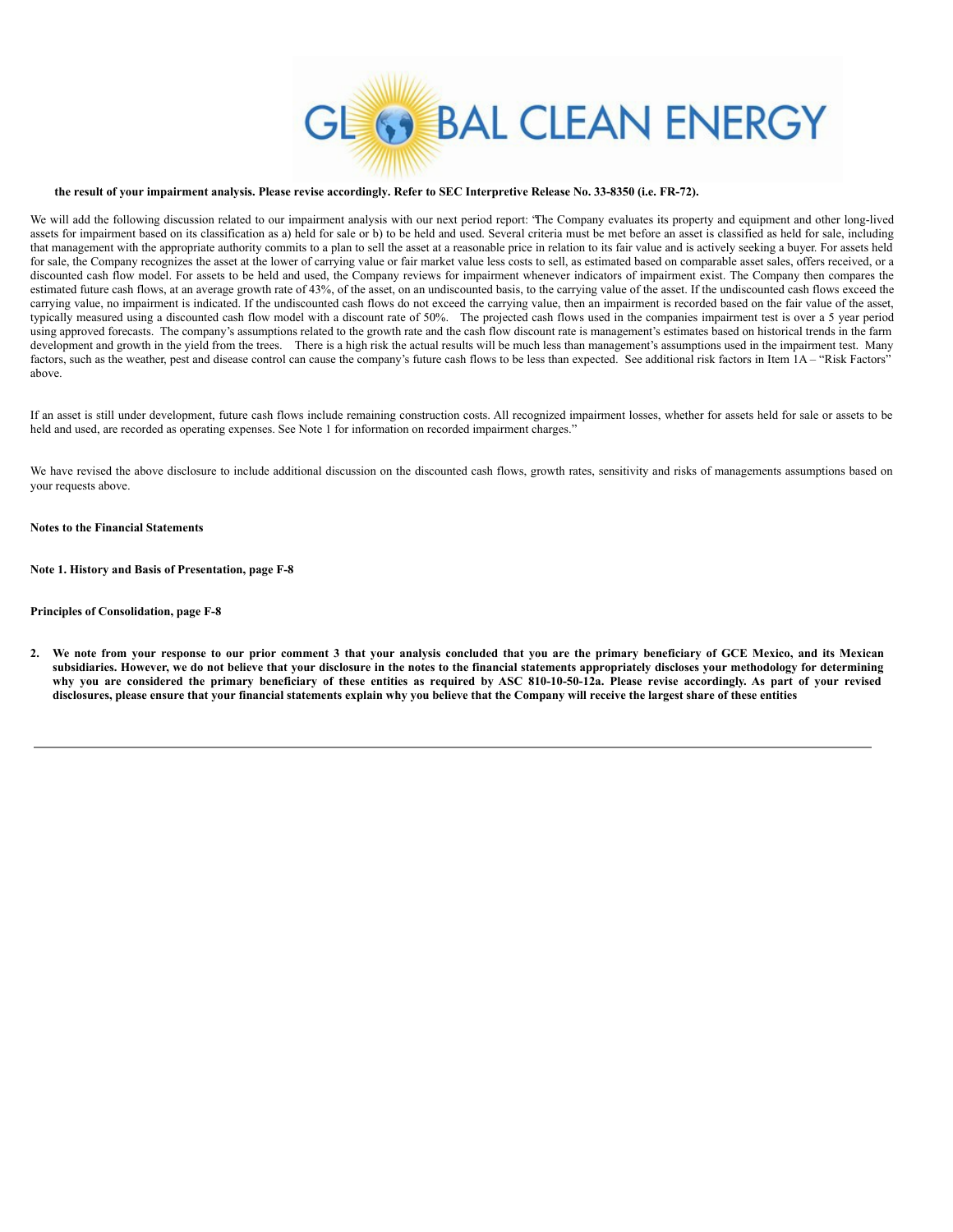**the result of your impairment analysis. Please revise accordingly. Refer to SEC Interpretive Release No. 33-8350 (i.e. FR-72).**

We will add the following discussion related to our impairment analysis with our next period report: "The Company evaluates its property and equipment and other long-lived assets for impairment based on its classification as a) held for sale or b) to be held and used. Several criteria must be met before an asset is classified as held for sale, including that management with the appropriate authority commits to a plan to sell the asset at a reasonable price in relation to its fair value and is actively seeking a buyer. For assets held for sale, the Company recognizes the asset at the lower of carrying value or fair market value less costs to sell, as estimated based on comparable asset sales, offers received, or a discounted cash flow model. For assets to be held and used, the Company reviews for impairment whenever indicators of impairment exist. The Company then compares the estimated future cash flows, at an average growth rate of 43%, of the asset, on an undiscounted basis, to the carrying value of the asset. If the undiscounted cash flows exceed the carrying value, no impairment is indicated. If the undiscounted cash flows do not exceed the carrying value, then an impairment is recorded based on the fair value of the asset, typically measured using a discounted cash flow model with a discount rate of 50%. The projected cash flows used in the companies impairment test is over a 5 year period using approved forecasts. The company's assumptions related to the growth rate and the cash flow discount rate is management's estimates based on historical trends in the farm development and growth in the yield from the trees. There is a high risk the actual results will be much less than management's assumptions used in the impairment test. Many factors, such as the weather, pest and disease control can cause the company's future cash flows to be less than expected. See additional risk factors in Item 1A – "Risk Factors" above.

If an asset is still under development, future cash flows include remaining construction costs. All recognized impairment losses, whether for assets held for sale or assets to be held and used, are recorded as operating expenses. See Note 1 for information on recorded impairment charges."

We have revised the above disclosure to include additional discussion on the discounted cash flows, growth rates, sensitivity and risks of managements assumptions based on your requests above.

**Notes to the Financial Statements**

**Note 1. History and Basis of Presentation, page F-8**

**Principles of Consolidation, page F-8**

2. **We note from your response to our prior comment 3 that your analysis concluded that you are the primary beneficiary of GCE Mexico, and its Mexican subsidiaries. However, we do not believe that your disclosure in the notes to the financial statements appropriately discloses your methodology for determining why you are considered the primary beneficiary of these entities as required by ASC 810-10-50-12a. Please revise accordingly. As part of your revised disclosures, please ensure that your financial statements explain why you believe that the Company will receive the largest share of these entities**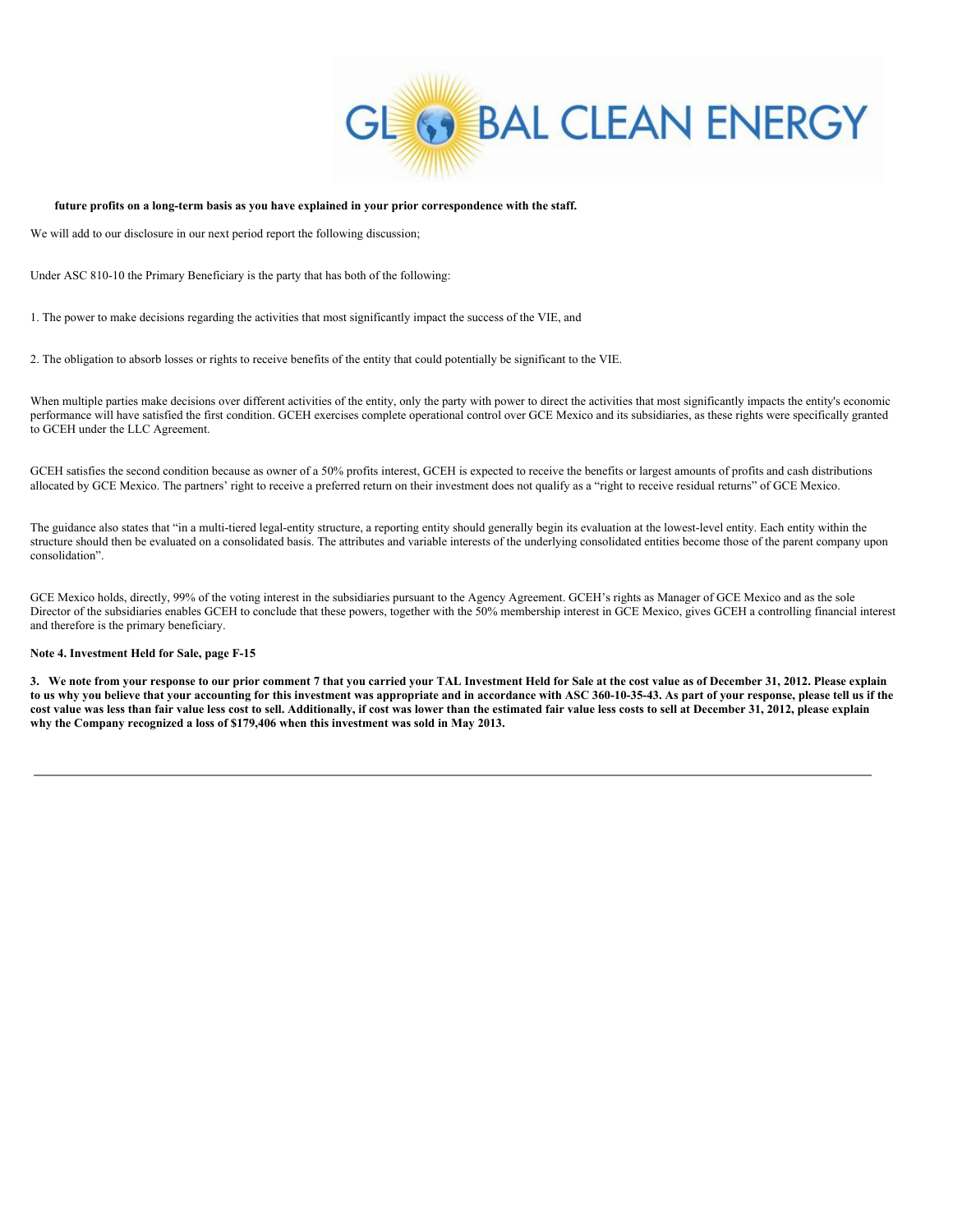**future profits on a long-term basis as you have explained in your prior correspondence with the staff.**

We will add to our disclosure in our next period report the following discussion;

Under ASC 810-10 the Primary Beneficiary is the party that has both of the following:

1. The power to make decisions regarding the activities that most significantly impact the success of the VIE, and

2. The obligation to absorb losses or rights to receive benefits of the entity that could potentially be significant to the VIE.

When multiple parties make decisions over different activities of the entity, only the party with power to direct the activities that most significantly impacts the entity's economic performance will have satisfied the first condition. GCEH exercises complete operational control over GCE Mexico and its subsidiaries, as these rights were specifically granted to GCEH under the LLC Agreement.

GCEH satisfies the second condition because as owner of a 50% profits interest, GCEH is expected to receive the benefits or largest amounts of profits and cash distributions allocated by GCE Mexico. The partners' right to receive a preferred return on their investment does not qualify as a "right to receive residual returns" of GCE Mexico.

The guidance also states that "in a multi-tiered legal-entity structure, a reporting entity should generally begin its evaluation at the lowest-level entity. Each entity within the structure should then be evaluated on a consolidated basis. The attributes and variable interests of the underlying consolidated entities become those of the parent company upon consolidation".

GCE Mexico holds, directly, 99% of the voting interest in the subsidiaries pursuant to the Agency Agreement. GCEH's rights as Manager of GCE Mexico and as the sole Director of the subsidiaries enables GCEH to conclude that these powers, together with the 50% membership interest in GCE Mexico, gives GCEH a controlling financial interest and therefore is the primary beneficiary.

**Note 4. Investment Held for Sale, page F-15**

**3. We note from your response to our prior comment 7 that you carried your TAL Investment Held for Sale at the cost value as of December 31, 2012. Please explain to us why you believe that your accounting for this investment was appropriate and in accordance with ASC 360-10-35-43. As part of your response, please tell us if the cost value was less than fair value less cost to sell. Additionally, if cost was lower than the estimated fair value less costs to sell at December 31, 2012, please explain why the Company recognized a loss of $179,406 when this investment was sold in May 2013.**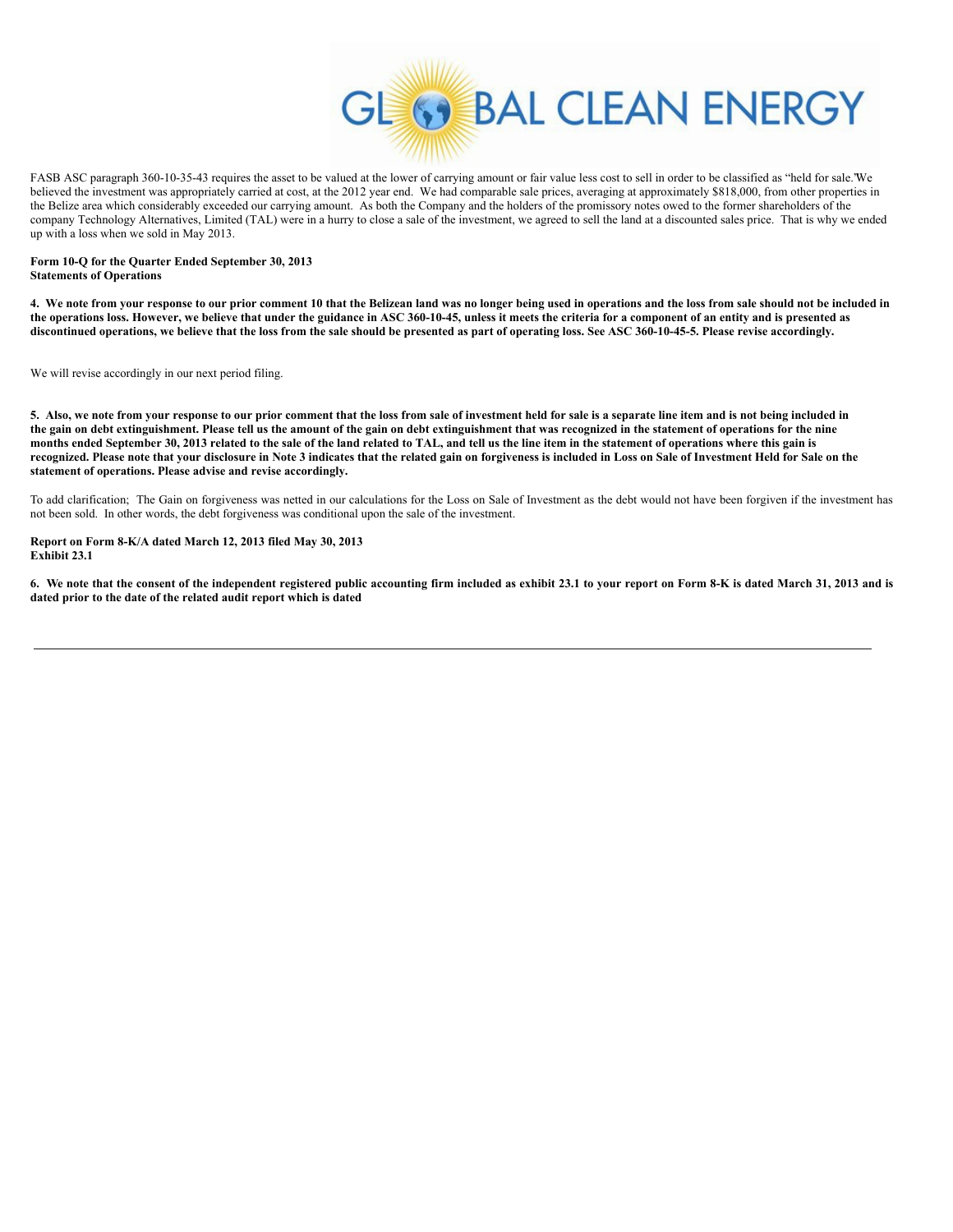FASB ASC paragraph 360-10-35-43 requires the asset to be valued at the lower of carrying amount or fair value less cost to sell in order to be classified as "held for sale." We believed the investment was appropriately carried at cost, at the 2012 year end. We had comparable sale prices, averaging at approximately $818,000, from other properties in the Belize area which considerably exceeded our carrying amount. As both the Company and the holders of the promissory notes owed to the former shareholders of the company Technology Alternatives, Limited (TAL) were in a hurry to close a sale of the investment, we agreed to sell the land at a discounted sales price. That is why we ended up with a loss when we sold in May 2013.

**Form 10-Q for the Quarter Ended September 30, 2013**
**Statements of Operations**

**4. We note from your response to our prior comment 10 that the Belizean land was no longer being used in operations and the loss from sale should not be included in the operations loss. However, we believe that under the guidance in ASC 360-10-45, unless it meets the criteria for a component of an entity and is presented as discontinued operations, we believe that the loss from the sale should be presented as part of operating loss. See ASC 360-10-45-5. Please revise accordingly.**

We will revise accordingly in our next period filing.

**5. Also, we note from your response to our prior comment that the loss from sale of investment held for sale is a separate line item and is not being included in the gain on debt extinguishment. Please tell us the amount of the gain on debt extinguishment that was recognized in the statement of operations for the nine months ended September 30, 2013 related to the sale of the land related to TAL, and tell us the line item in the statement of operations where this gain is recognized. Please note that your disclosure in Note 3 indicates that the related gain on forgiveness is included in Loss on Sale of Investment Held for Sale on the statement of operations. Please advise and revise accordingly.**

To add clarification; The Gain on forgiveness was netted in our calculations for the Loss on Sale of Investment as the debt would not have been forgiven if the investment has not been sold. In other words, the debt forgiveness was conditional upon the sale of the investment.

**Report on Form 8-K/A dated March 12, 2013 filed May 30, 2013**
**Exhibit 23.1**

**6. We note that the consent of the independent registered public accounting firm included as exhibit 23.1 to your report on Form 8-K is dated March 31, 2013 and is dated prior to the date of the related audit report which is dated**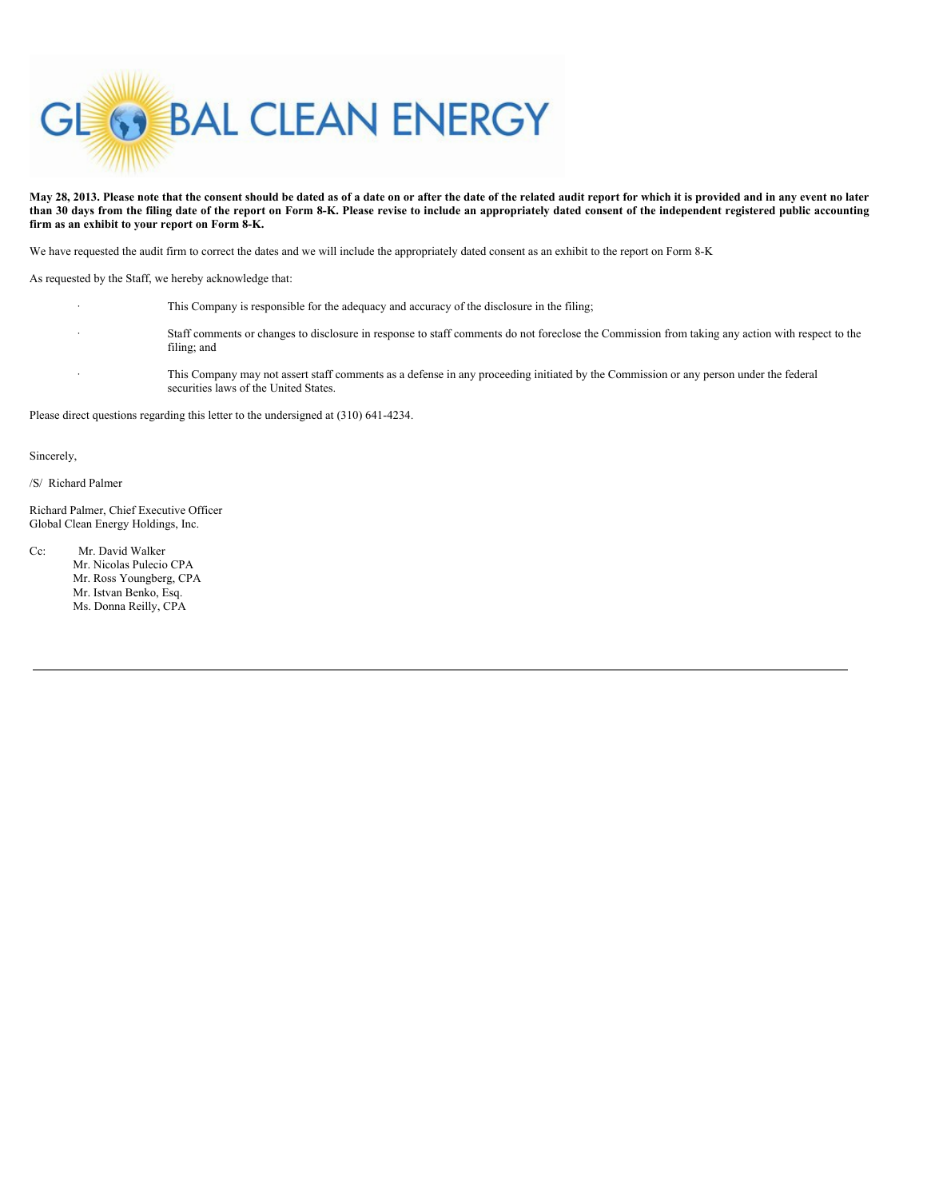GLOBAL CLEAN ENERGY

**May 28, 2013. Please note that the consent should be dated as of a date on or after the date of the related audit report for which it is provided and in any event no later than 30 days from the filing date of the report on Form 8-K. Please revise to include an appropriately dated consent of the independent registered public accounting firm as an exhibit to your report on Form 8-K.**

We have requested the audit firm to correct the dates and we will include the appropriately dated consent as an exhibit to the report on Form 8-K

As requested by the Staff, we hereby acknowledge that:

- This Company is responsible for the adequacy and accuracy of the disclosure in the filing;
- Staff comments or changes to disclosure in response to staff comments do not foreclose the Commission from taking any action with respect to the filing; and
- This Company may not assert staff comments as a defense in any proceeding initiated by the Commission or any person under the federal securities laws of the United States.

Please direct questions regarding this letter to the undersigned at (310) 641-4234.

Sincerely,

/S/ Richard Palmer

Richard Palmer, Chief Executive Officer
Global Clean Energy Holdings, Inc.

Cc: Mr. David Walker
Mr. Nicolas Pulecio CPA
Mr. Ross Youngberg, CPA
Mr. Istvan Benko, Esq.
Ms. Donna Reilly, CPA